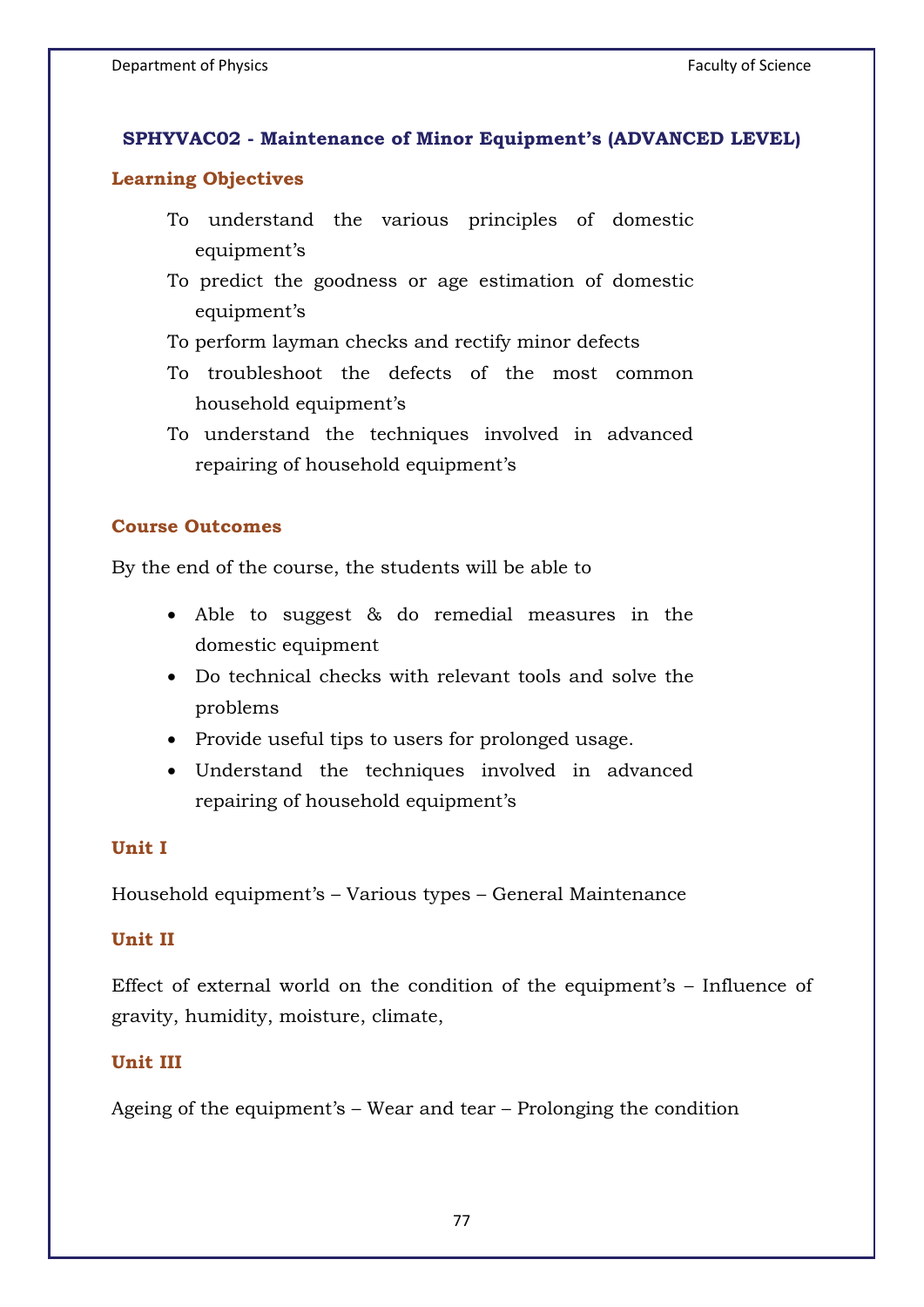## SPHYVAC02 - Maintenance of Minor Equipment's (ADVANCED LEVEL)

### Learning Objectives

- To understand the various principles of domestic equipment's
- To predict the goodness or age estimation of domestic equipment's
- To perform layman checks and rectify minor defects
- To troubleshoot the defects of the most common household equipment's
- To understand the techniques involved in advanced repairing of household equipment's

### Course Outcomes

By the end of the course, the students will be able to

- Able to suggest & do remedial measures in the domestic equipment
- Do technical checks with relevant tools and solve the problems
- Provide useful tips to users for prolonged usage.
- Understand the techniques involved in advanced repairing of household equipment's

### Unit I

Household equipment's – Various types – General Maintenance

### Unit II

Effect of external world on the condition of the equipment's – Influence of gravity, humidity, moisture, climate,

### Unit III

Ageing of the equipment's – Wear and tear – Prolonging the condition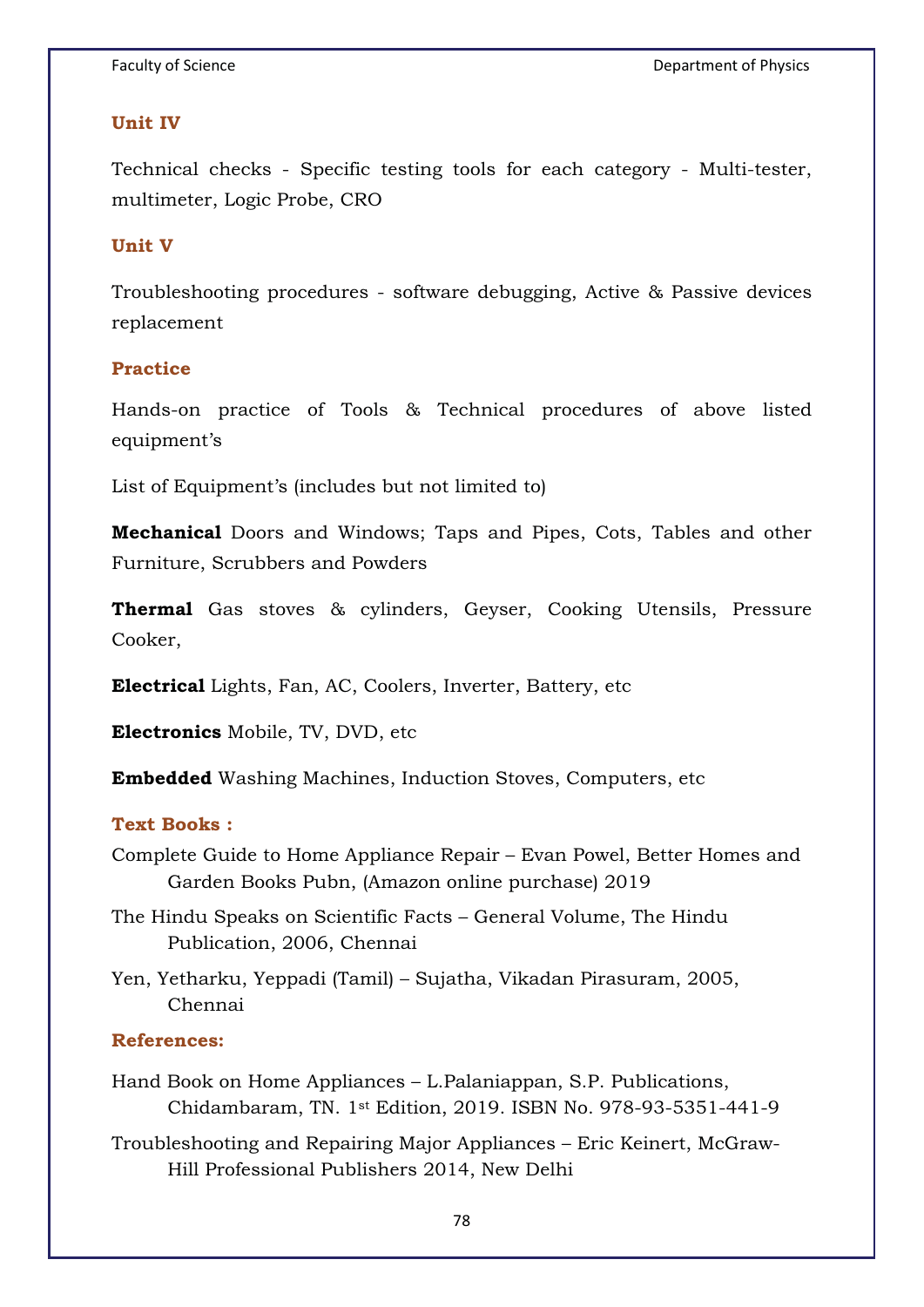### Unit IV

Technical checks - Specific testing tools for each category - Multi-tester, multimeter, Logic Probe, CRO

### Unit V

Troubleshooting procedures - software debugging, Active & Passive devices replacement

### Practice

Hands-on practice of Tools & Technical procedures of above listed equipment's

List of Equipment's (includes but not limited to)

**Mechanical** Doors and Windows; Taps and Pipes, Cots, Tables and other Furniture, Scrubbers and Powders

**Thermal** Gas stoves & cylinders, Geyser, Cooking Utensils, Pressure Cooker,

**Electrical** Lights, Fan, AC, Coolers, Inverter, Battery, etc

**Electronics** Mobile, TV, DVD, etc

**Embedded** Washing Machines, Induction Stoves, Computers, etc

### Text Books :

Complete Guide to Home Appliance Repair – Evan Powel, Better Homes and Garden Books Pubn, (Amazon online purchase) 2019

The Hindu Speaks on Scientific Facts – General Volume, The Hindu Publication, 2006, Chennai

Yen, Yetharku, Yeppadi (Tamil) – Sujatha, Vikadan Pirasuram, 2005, Chennai

### References:

Hand Book on Home Appliances – L.Palaniappan, S.P. Publications, Chidambaram, TN. 1st Edition, 2019. ISBN No. 978-93-5351-441-9

Troubleshooting and Repairing Major Appliances – Eric Keinert, McGraw-Hill Professional Publishers 2014, New Delhi